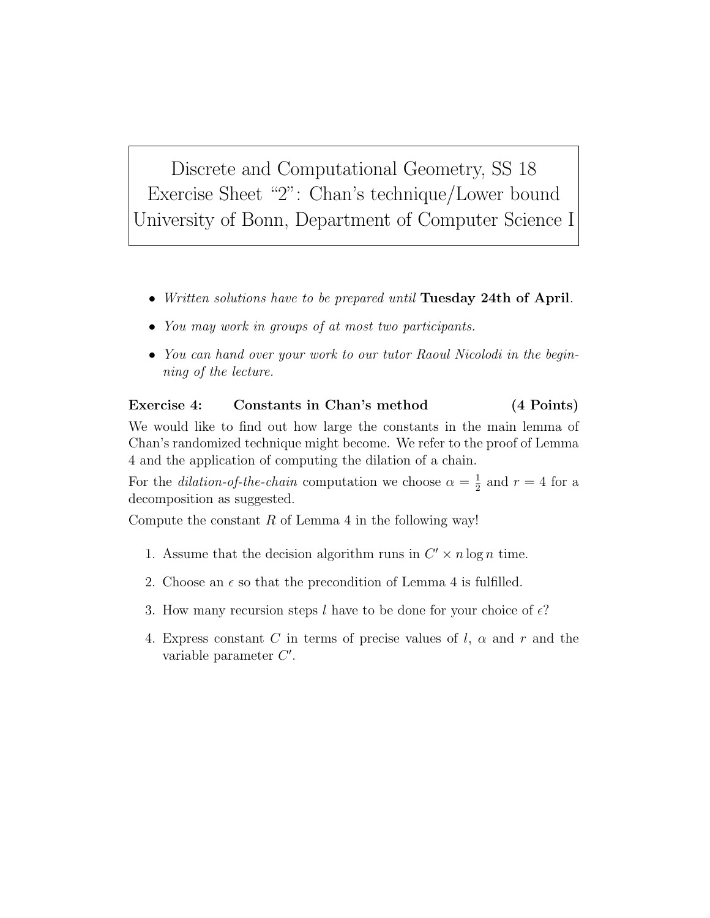# Discrete and Computational Geometry, SS 18
# Exercise Sheet "2": Chan's technique/Lower bound
# University of Bonn, Department of Computer Science I

- *Written solutions have to be prepared until* **Tuesday 24th of April**.
- *You may work in groups of at most two participants.*
- *You can hand over your work to our tutor Raoul Nicolodi in the beginning of the lecture.*

**Exercise 4: Constants in Chan's method (4 Points)**

We would like to find out how large the constants in the main lemma of Chan's randomized technique might become. We refer to the proof of Lemma 4 and the application of computing the dilation of a chain.

For the *dilation-of-the-chain* computation we choose $\alpha = \frac{1}{2}$ and $r = 4$ for a decomposition as suggested.

Compute the constant $R$ of Lemma 4 in the following way!

1. Assume that the decision algorithm runs in $C' \times n \log n$ time.
2. Choose an $\epsilon$ so that the precondition of Lemma 4 is fulfilled.
3. How many recursion steps $l$ have to be done for your choice of $\epsilon$?
4. Express constant $C$ in terms of precise values of $l$, $\alpha$ and $r$ and the variable parameter $C'$.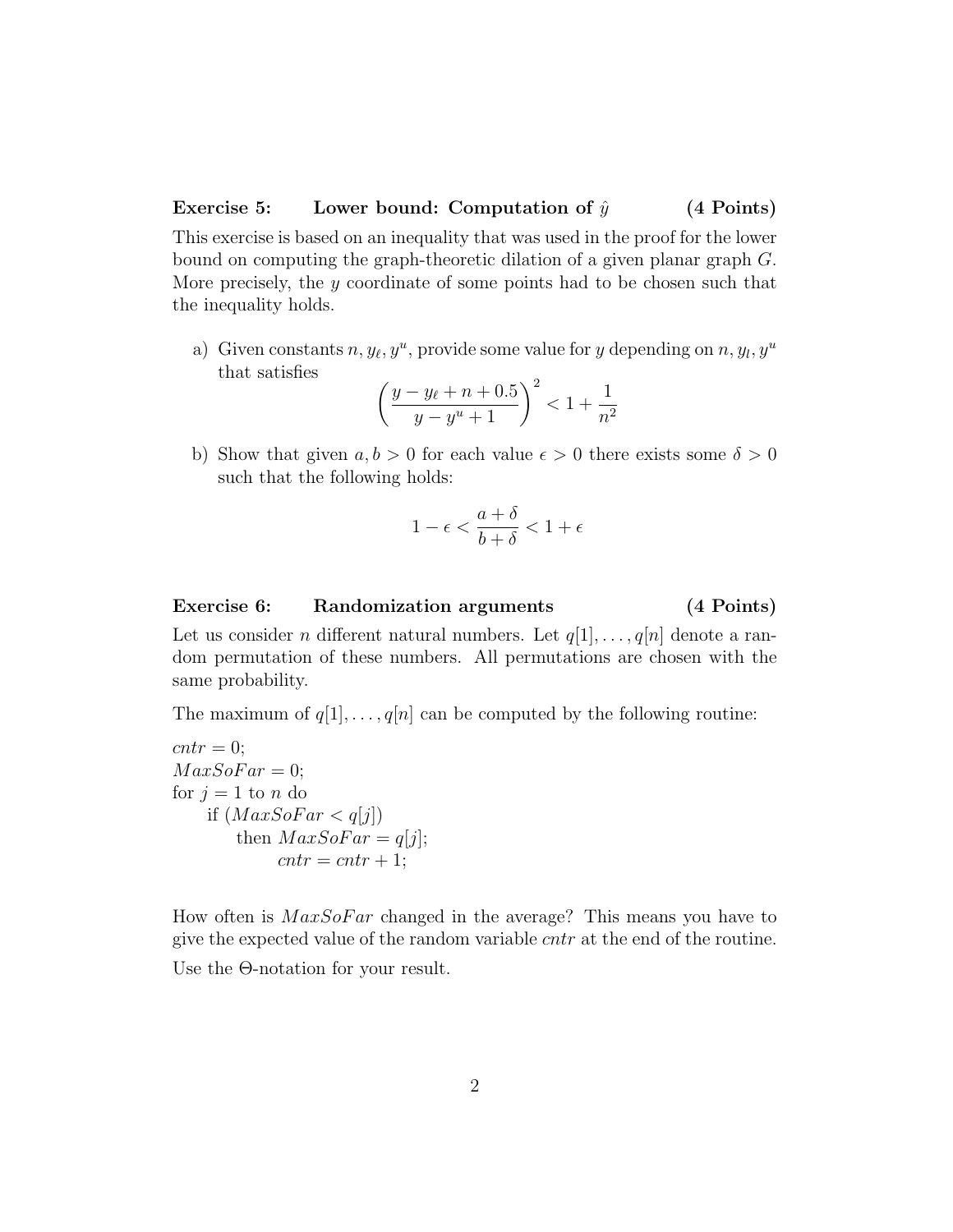**Exercise 5: Lower bound: Computation of $\hat{y}$ (4 Points)**

This exercise is based on an inequality that was used in the proof for the lower bound on computing the graph-theoretic dilation of a given planar graph $G$. More precisely, the $y$ coordinate of some points had to be chosen such that the inequality holds.

a) Given constants $n, y_\ell, y^u$, provide some value for $y$ depending on $n, y_l, y^u$ that satisfies

$$\left(\frac{y - y_\ell + n + 0.5}{y - y^u + 1}\right)^2 < 1 + \frac{1}{n^2}$$

b) Show that given $a, b > 0$ for each value $\epsilon > 0$ there exists some $\delta > 0$ such that the following holds:

$$1 - \epsilon < \frac{a + \delta}{b + \delta} < 1 + \epsilon$$

**Exercise 6: Randomization arguments (4 Points)**

Let us consider $n$ different natural numbers. Let $q[1], \ldots, q[n]$ denote a random permutation of these numbers. All permutations are chosen with the same probability.

The maximum of $q[1], \ldots, q[n]$ can be computed by the following routine:

```
cntr = 0;
MaxSoFar = 0;
for j = 1 to n do
    if (MaxSoFar < q[j])
        then MaxSoFar = q[j];
            cntr = cntr + 1;
```

How often is $MaxSoFar$ changed in the average? This means you have to give the expected value of the random variable *cntr* at the end of the routine.

Use the $\Theta$-notation for your result.